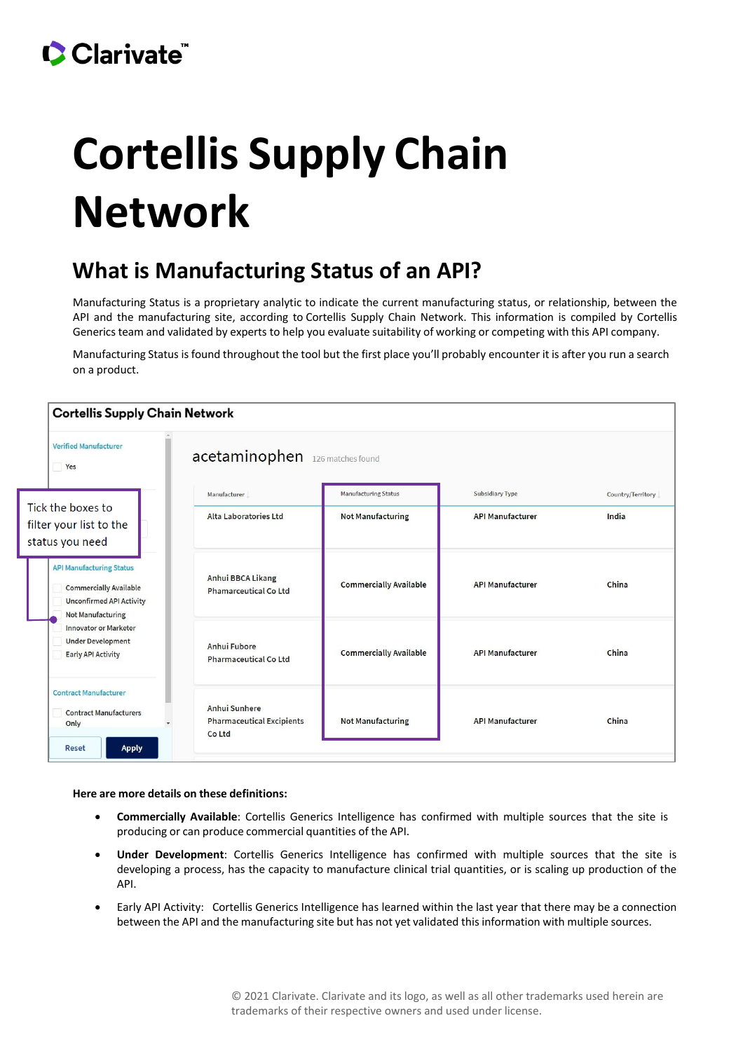# Cortellis Supply Chain Network

## What is Manufacturing Status of an API?

Manufacturing Status is a proprietary analytic to indicate the current manufacturing status, or relationship, between the API and the manufacturing site, according to Cortellis Supply Chain Network. This information is compiled by Cortellis Generics team and validated by experts to help you evaluate suitability of working or competing with this API company.

Manufacturing Status is found throughout the tool but the first place you'll probably encounter it is after you run a search on a product.

Cortellis Supply Chain Network

Verified Manufacturer

- Yes

Tick the boxes to filter your list to the status you need

API Manufacturing Status

- Commercially Available
- Unconfirmed API Activity
- Not Manufacturing
- Innovator or Marketer
- Under Development
- Early API Activity

Contract Manufacturer

- Contract Manufacturers Only

Reset | Apply

acetaminophen 126 matches found

| Manufacturer | Manufacturing Status | Subsidiary Type | Country/Territory |
|---|---|---|---|
| Alta Laboratories Ltd | Not Manufacturing | API Manufacturer | India |
| Anhui BBCA Likang Phamaceutical Co Ltd | Commercially Available | API Manufacturer | China |
| Anhui Fubore Pharmaceutical Co Ltd | Commercially Available | API Manufacturer | China |
| Anhui Sunhere Pharmaceutical Excipients Co Ltd | Not Manufacturing | API Manufacturer | China |

**Here are more details on these definitions:**

- **Commercially Available**: Cortellis Generics Intelligence has confirmed with multiple sources that the site is producing or can produce commercial quantities of the API.
- **Under Development**: Cortellis Generics Intelligence has confirmed with multiple sources that the site is developing a process, has the capacity to manufacture clinical trial quantities, or is scaling up production of the API.
- Early API Activity: Cortellis Generics Intelligence has learned within the last year that there may be a connection between the API and the manufacturing site but has not yet validated this information with multiple sources.

© 2021 Clarivate. Clarivate and its logo, as well as all other trademarks used herein are trademarks of their respective owners and used under license.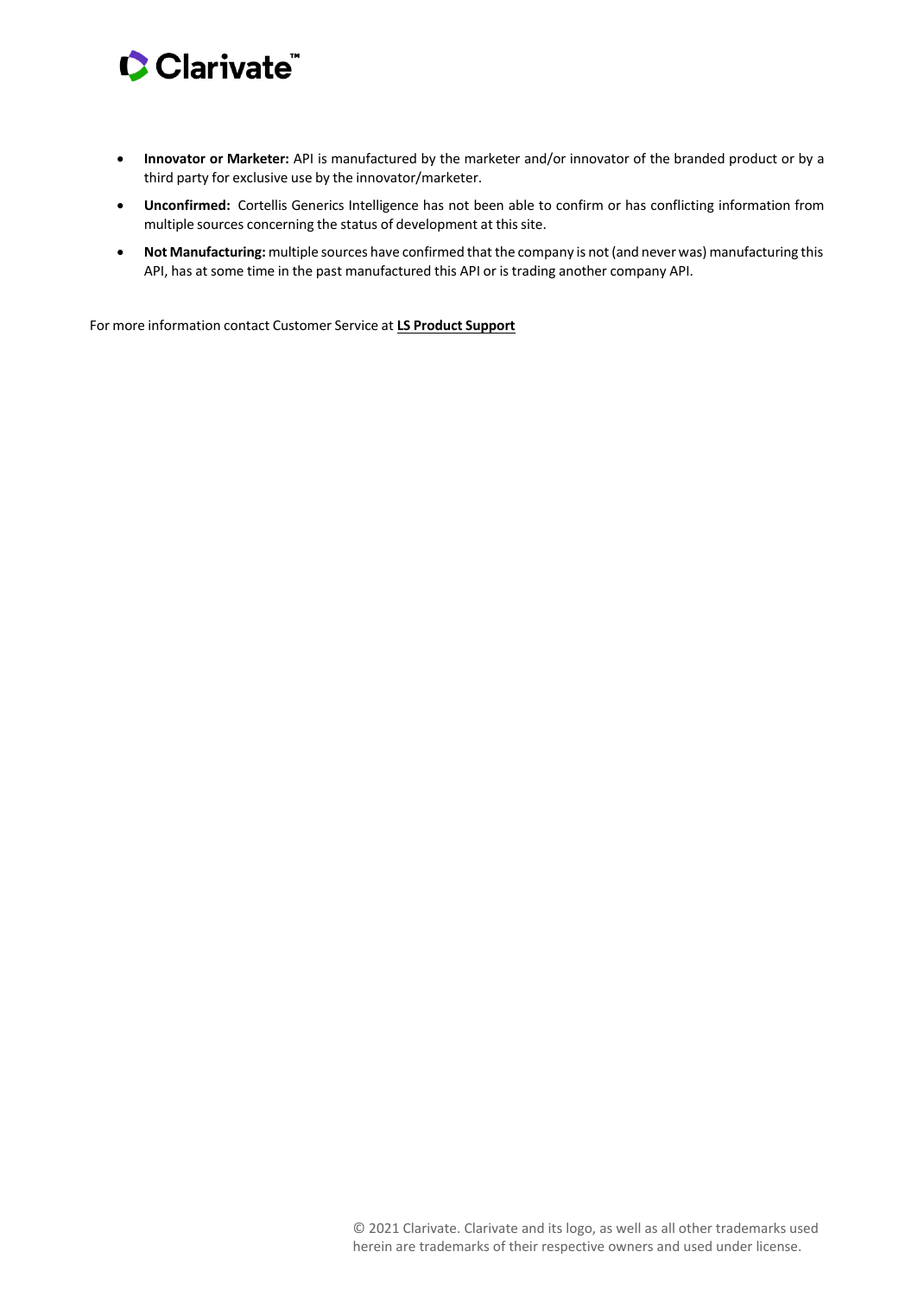- **Innovator or Marketer:** API is manufactured by the marketer and/or innovator of the branded product or by a third party for exclusive use by the innovator/marketer.
- **Unconfirmed:** Cortellis Generics Intelligence has not been able to confirm or has conflicting information from multiple sources concerning the status of development at this site.
- **Not Manufacturing:** multiple sources have confirmed that the company is not (and never was) manufacturing this API, has at some time in the past manufactured this API or is trading another company API.

For more information contact Customer Service at **LS Product Support**

© 2021 Clarivate. Clarivate and its logo, as well as all other trademarks used herein are trademarks of their respective owners and used under license.